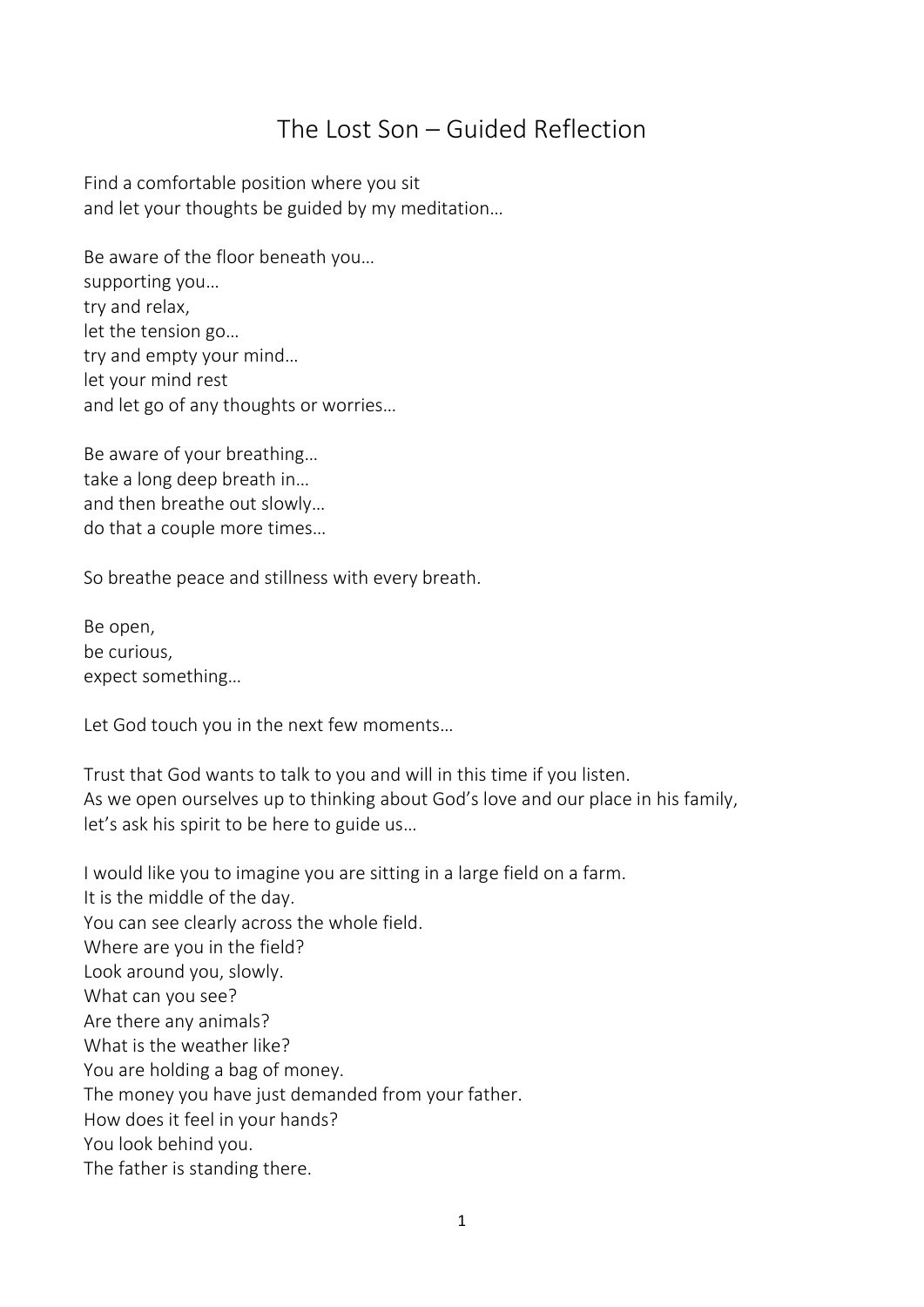# The Lost Son – Guided Reflection

Find a comfortable position where you sit
and let your thoughts be guided by my meditation…

Be aware of the floor beneath you…
supporting you…
try and relax,
let the tension go…
try and empty your mind…
let your mind rest
and let go of any thoughts or worries…

Be aware of your breathing…
take a long deep breath in…
and then breathe out slowly…
do that a couple more times…

So breathe peace and stillness with every breath.

Be open,
be curious,
expect something…

Let God touch you in the next few moments…

Trust that God wants to talk to you and will in this time if you listen.
As we open ourselves up to thinking about God's love and our place in his family,
let's ask his spirit to be here to guide us…

I would like you to imagine you are sitting in a large field on a farm.
It is the middle of the day.
You can see clearly across the whole field.
Where are you in the field?
Look around you, slowly.
What can you see?
Are there any animals?
What is the weather like?
You are holding a bag of money.
The money you have just demanded from your father.
How does it feel in your hands?
You look behind you.
The father is standing there.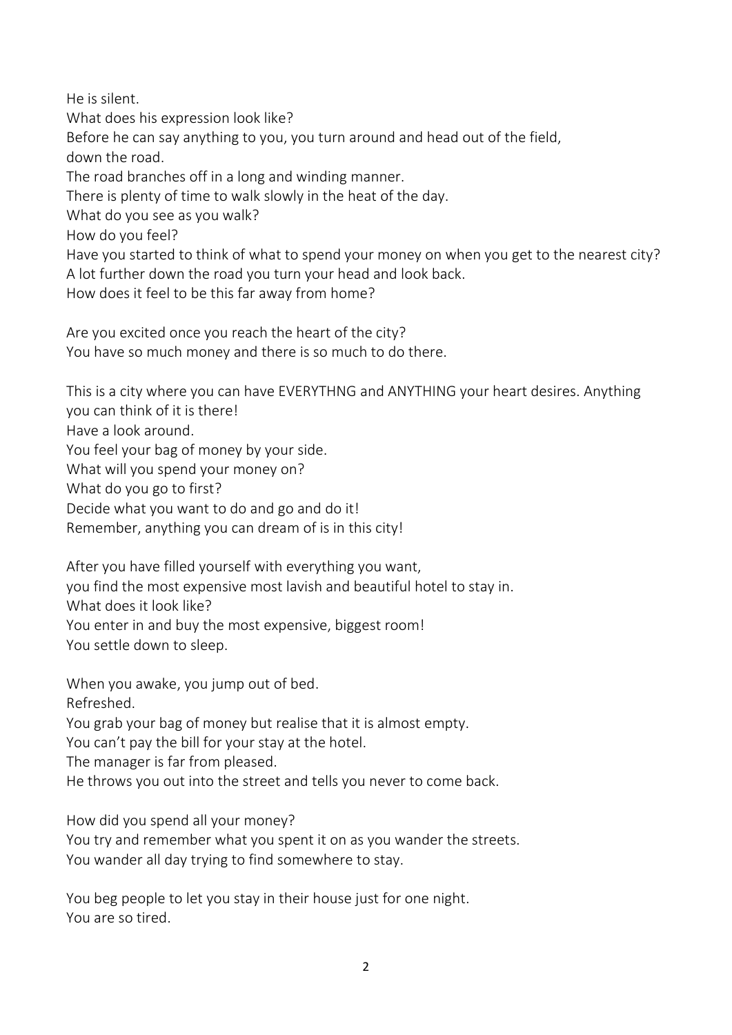He is silent.
What does his expression look like?
Before he can say anything to you, you turn around and head out of the field,
down the road.
The road branches off in a long and winding manner.
There is plenty of time to walk slowly in the heat of the day.
What do you see as you walk?
How do you feel?
Have you started to think of what to spend your money on when you get to the nearest city?
A lot further down the road you turn your head and look back.
How does it feel to be this far away from home?

Are you excited once you reach the heart of the city?
You have so much money and there is so much to do there.

This is a city where you can have EVERYTHNG and ANYTHING your heart desires. Anything you can think of it is there!
Have a look around.
You feel your bag of money by your side.
What will you spend your money on?
What do you go to first?
Decide what you want to do and go and do it!
Remember, anything you can dream of is in this city!

After you have filled yourself with everything you want,
you find the most expensive most lavish and beautiful hotel to stay in.
What does it look like?
You enter in and buy the most expensive, biggest room!
You settle down to sleep.

When you awake, you jump out of bed.
Refreshed.
You grab your bag of money but realise that it is almost empty.
You can't pay the bill for your stay at the hotel.
The manager is far from pleased.
He throws you out into the street and tells you never to come back.

How did you spend all your money?
You try and remember what you spent it on as you wander the streets.
You wander all day trying to find somewhere to stay.

You beg people to let you stay in their house just for one night.
You are so tired.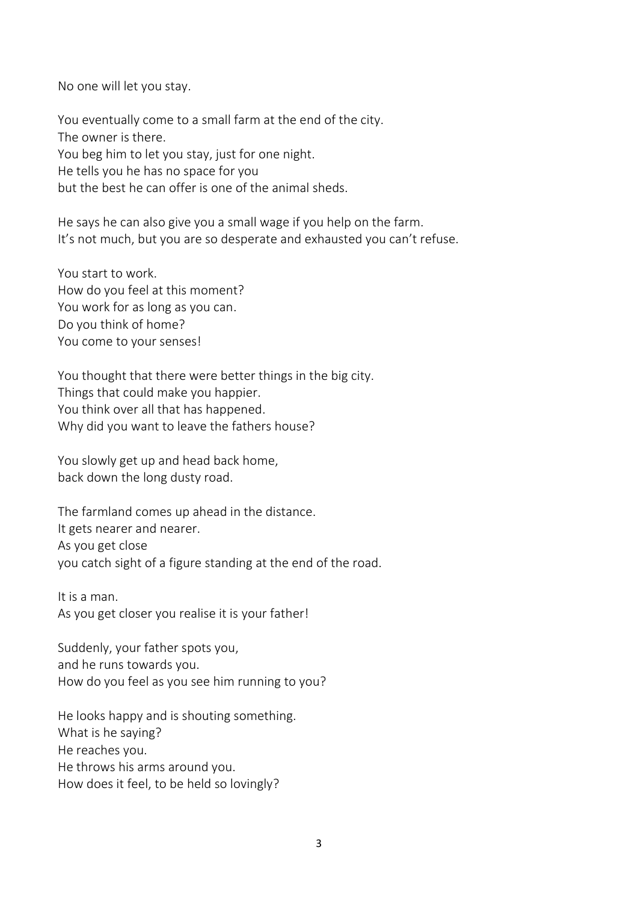No one will let you stay.

You eventually come to a small farm at the end of the city.
The owner is there.
You beg him to let you stay, just for one night.
He tells you he has no space for you
but the best he can offer is one of the animal sheds.

He says he can also give you a small wage if you help on the farm.
It's not much, but you are so desperate and exhausted you can't refuse.

You start to work.
How do you feel at this moment?
You work for as long as you can.
Do you think of home?
You come to your senses!

You thought that there were better things in the big city.
Things that could make you happier.
You think over all that has happened.
Why did you want to leave the fathers house?

You slowly get up and head back home,
back down the long dusty road.

The farmland comes up ahead in the distance.
It gets nearer and nearer.
As you get close
you catch sight of a figure standing at the end of the road.

It is a man.
As you get closer you realise it is your father!

Suddenly, your father spots you,
and he runs towards you.
How do you feel as you see him running to you?

He looks happy and is shouting something.
What is he saying?
He reaches you.
He throws his arms around you.
How does it feel, to be held so lovingly?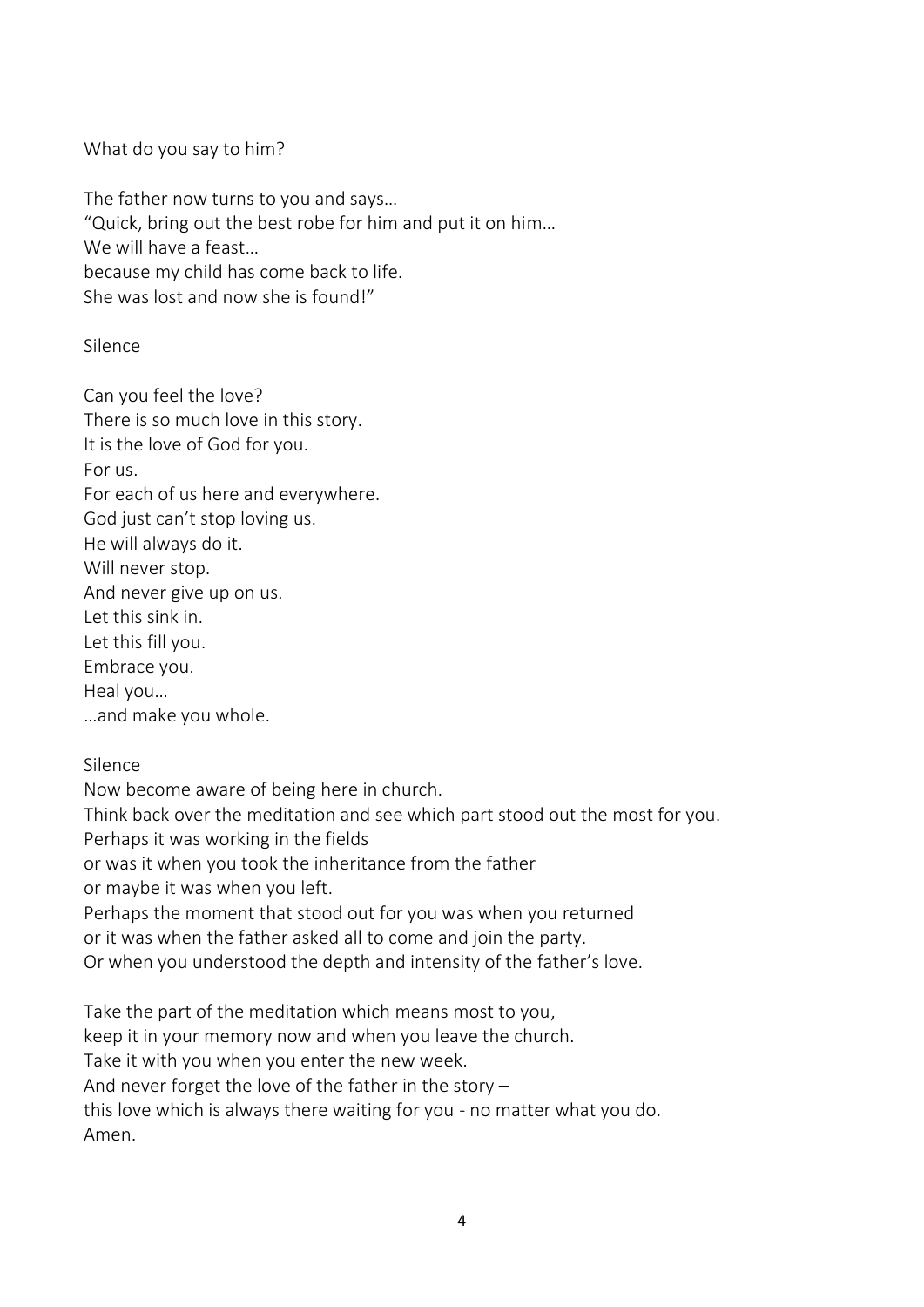What do you say to him?

The father now turns to you and says…
"Quick, bring out the best robe for him and put it on him…
We will have a feast…
because my child has come back to life.
She was lost and now she is found!"

Silence

Can you feel the love?
There is so much love in this story.
It is the love of God for you.
For us.
For each of us here and everywhere.
God just can't stop loving us.
He will always do it.
Will never stop.
And never give up on us.
Let this sink in.
Let this fill you.
Embrace you.
Heal you…
…and make you whole.

Silence
Now become aware of being here in church.
Think back over the meditation and see which part stood out the most for you.
Perhaps it was working in the fields
or was it when you took the inheritance from the father
or maybe it was when you left.
Perhaps the moment that stood out for you was when you returned
or it was when the father asked all to come and join the party.
Or when you understood the depth and intensity of the father's love.

Take the part of the meditation which means most to you,
keep it in your memory now and when you leave the church.
Take it with you when you enter the new week.
And never forget the love of the father in the story –
this love which is always there waiting for you - no matter what you do.
Amen.